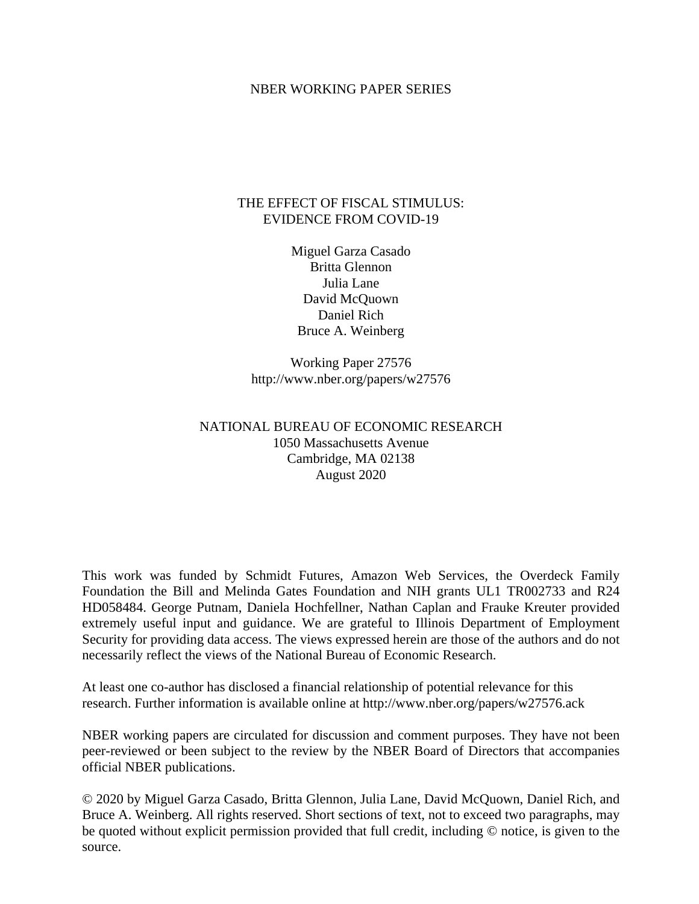NBER WORKING PAPER SERIES

# THE EFFECT OF FISCAL STIMULUS: EVIDENCE FROM COVID-19

Miguel Garza Casado
Britta Glennon
Julia Lane
David McQuown
Daniel Rich
Bruce A. Weinberg

Working Paper 27576
http://www.nber.org/papers/w27576

NATIONAL BUREAU OF ECONOMIC RESEARCH
1050 Massachusetts Avenue
Cambridge, MA 02138
August 2020

This work was funded by Schmidt Futures, Amazon Web Services, the Overdeck Family Foundation the Bill and Melinda Gates Foundation and NIH grants UL1 TR002733 and R24 HD058484. George Putnam, Daniela Hochfellner, Nathan Caplan and Frauke Kreuter provided extremely useful input and guidance. We are grateful to Illinois Department of Employment Security for providing data access. The views expressed herein are those of the authors and do not necessarily reflect the views of the National Bureau of Economic Research.

At least one co-author has disclosed a financial relationship of potential relevance for this research. Further information is available online at http://www.nber.org/papers/w27576.ack

NBER working papers are circulated for discussion and comment purposes. They have not been peer-reviewed or been subject to the review by the NBER Board of Directors that accompanies official NBER publications.

© 2020 by Miguel Garza Casado, Britta Glennon, Julia Lane, David McQuown, Daniel Rich, and Bruce A. Weinberg. All rights reserved. Short sections of text, not to exceed two paragraphs, may be quoted without explicit permission provided that full credit, including © notice, is given to the source.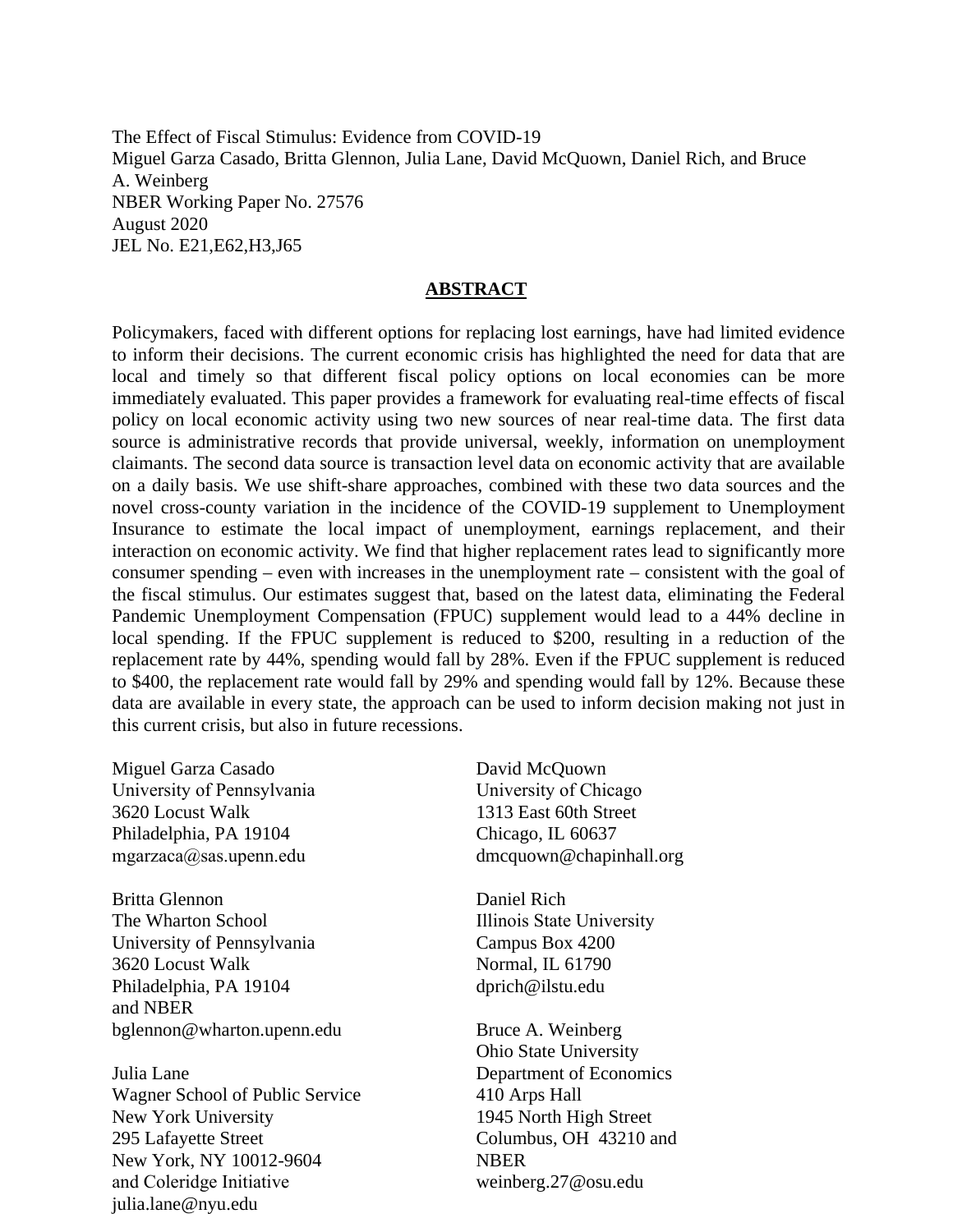The Effect of Fiscal Stimulus: Evidence from COVID-19
Miguel Garza Casado, Britta Glennon, Julia Lane, David McQuown, Daniel Rich, and Bruce A. Weinberg
NBER Working Paper No. 27576
August 2020
JEL No. E21,E62,H3,J65

## ABSTRACT

Policymakers, faced with different options for replacing lost earnings, have had limited evidence to inform their decisions. The current economic crisis has highlighted the need for data that are local and timely so that different fiscal policy options on local economies can be more immediately evaluated. This paper provides a framework for evaluating real-time effects of fiscal policy on local economic activity using two new sources of near real-time data. The first data source is administrative records that provide universal, weekly, information on unemployment claimants. The second data source is transaction level data on economic activity that are available on a daily basis. We use shift-share approaches, combined with these two data sources and the novel cross-county variation in the incidence of the COVID-19 supplement to Unemployment Insurance to estimate the local impact of unemployment, earnings replacement, and their interaction on economic activity. We find that higher replacement rates lead to significantly more consumer spending – even with increases in the unemployment rate – consistent with the goal of the fiscal stimulus. Our estimates suggest that, based on the latest data, eliminating the Federal Pandemic Unemployment Compensation (FPUC) supplement would lead to a 44% decline in local spending. If the FPUC supplement is reduced to $200, resulting in a reduction of the replacement rate by 44%, spending would fall by 28%. Even if the FPUC supplement is reduced to $400, the replacement rate would fall by 29% and spending would fall by 12%. Because these data are available in every state, the approach can be used to inform decision making not just in this current crisis, but also in future recessions.

Miguel Garza Casado
University of Pennsylvania
3620 Locust Walk
Philadelphia, PA 19104
mgarzaca@sas.upenn.edu

Britta Glennon
The Wharton School
University of Pennsylvania
3620 Locust Walk
Philadelphia, PA 19104
and NBER
bglennon@wharton.upenn.edu

Julia Lane
Wagner School of Public Service
New York University
295 Lafayette Street
New York, NY 10012-9604
and Coleridge Initiative
julia.lane@nyu.edu

David McQuown
University of Chicago
1313 East 60th Street
Chicago, IL 60637
dmcquown@chapinhall.org

Daniel Rich
Illinois State University
Campus Box 4200
Normal, IL 61790
dprich@ilstu.edu

Bruce A. Weinberg
Ohio State University
Department of Economics
410 Arps Hall
1945 North High Street
Columbus, OH 43210 and NBER
weinberg.27@osu.edu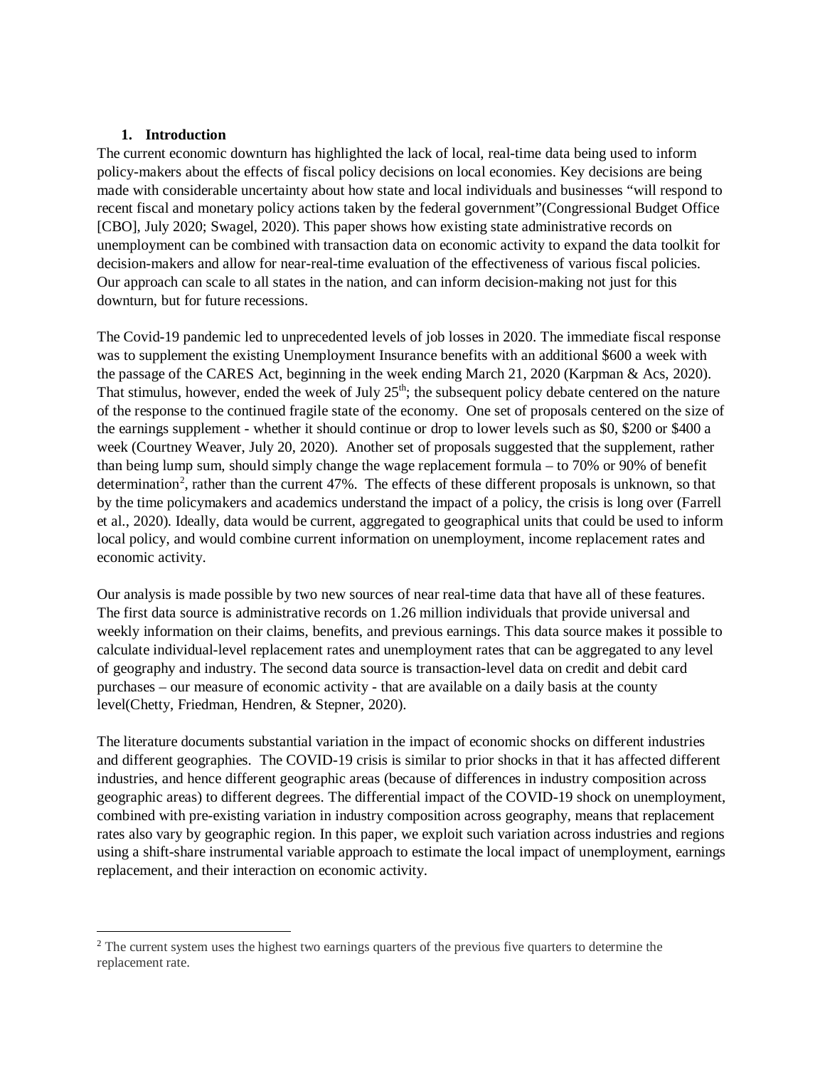## 1. Introduction

The current economic downturn has highlighted the lack of local, real-time data being used to inform policy-makers about the effects of fiscal policy decisions on local economies. Key decisions are being made with considerable uncertainty about how state and local individuals and businesses "will respond to recent fiscal and monetary policy actions taken by the federal government"(Congressional Budget Office [CBO], July 2020; Swagel, 2020). This paper shows how existing state administrative records on unemployment can be combined with transaction data on economic activity to expand the data toolkit for decision-makers and allow for near-real-time evaluation of the effectiveness of various fiscal policies. Our approach can scale to all states in the nation, and can inform decision-making not just for this downturn, but for future recessions.

The Covid-19 pandemic led to unprecedented levels of job losses in 2020. The immediate fiscal response was to supplement the existing Unemployment Insurance benefits with an additional $600 a week with the passage of the CARES Act, beginning in the week ending March 21, 2020 (Karpman & Acs, 2020). That stimulus, however, ended the week of July 25th; the subsequent policy debate centered on the nature of the response to the continued fragile state of the economy. One set of proposals centered on the size of the earnings supplement - whether it should continue or drop to lower levels such as $0, $200 or $400 a week (Courtney Weaver, July 20, 2020). Another set of proposals suggested that the supplement, rather than being lump sum, should simply change the wage replacement formula – to 70% or 90% of benefit determination[2], rather than the current 47%. The effects of these different proposals is unknown, so that by the time policymakers and academics understand the impact of a policy, the crisis is long over (Farrell et al., 2020). Ideally, data would be current, aggregated to geographical units that could be used to inform local policy, and would combine current information on unemployment, income replacement rates and economic activity.

Our analysis is made possible by two new sources of near real-time data that have all of these features. The first data source is administrative records on 1.26 million individuals that provide universal and weekly information on their claims, benefits, and previous earnings. This data source makes it possible to calculate individual-level replacement rates and unemployment rates that can be aggregated to any level of geography and industry. The second data source is transaction-level data on credit and debit card purchases – our measure of economic activity - that are available on a daily basis at the county level(Chetty, Friedman, Hendren, & Stepner, 2020).

The literature documents substantial variation in the impact of economic shocks on different industries and different geographies. The COVID-19 crisis is similar to prior shocks in that it has affected different industries, and hence different geographic areas (because of differences in industry composition across geographic areas) to different degrees. The differential impact of the COVID-19 shock on unemployment, combined with pre-existing variation in industry composition across geography, means that replacement rates also vary by geographic region. In this paper, we exploit such variation across industries and regions using a shift-share instrumental variable approach to estimate the local impact of unemployment, earnings replacement, and their interaction on economic activity.

[2] The current system uses the highest two earnings quarters of the previous five quarters to determine the replacement rate.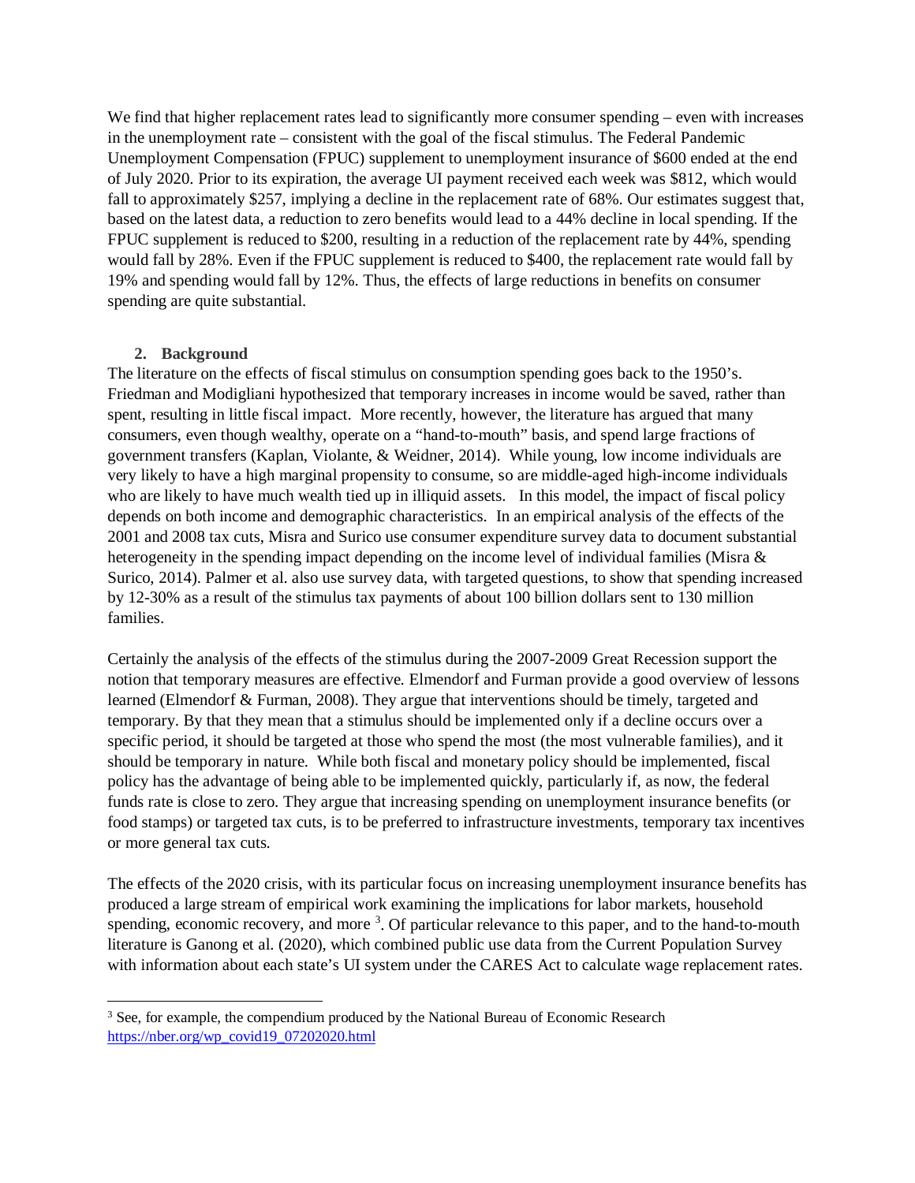We find that higher replacement rates lead to significantly more consumer spending – even with increases in the unemployment rate – consistent with the goal of the fiscal stimulus. The Federal Pandemic Unemployment Compensation (FPUC) supplement to unemployment insurance of $600 ended at the end of July 2020. Prior to its expiration, the average UI payment received each week was $812, which would fall to approximately $257, implying a decline in the replacement rate of 68%. Our estimates suggest that, based on the latest data, a reduction to zero benefits would lead to a 44% decline in local spending. If the FPUC supplement is reduced to $200, resulting in a reduction of the replacement rate by 44%, spending would fall by 28%. Even if the FPUC supplement is reduced to $400, the replacement rate would fall by 19% and spending would fall by 12%. Thus, the effects of large reductions in benefits on consumer spending are quite substantial.

## 2. Background

The literature on the effects of fiscal stimulus on consumption spending goes back to the 1950's. Friedman and Modigliani hypothesized that temporary increases in income would be saved, rather than spent, resulting in little fiscal impact. More recently, however, the literature has argued that many consumers, even though wealthy, operate on a "hand-to-mouth" basis, and spend large fractions of government transfers (Kaplan, Violante, & Weidner, 2014). While young, low income individuals are very likely to have a high marginal propensity to consume, so are middle-aged high-income individuals who are likely to have much wealth tied up in illiquid assets. In this model, the impact of fiscal policy depends on both income and demographic characteristics. In an empirical analysis of the effects of the 2001 and 2008 tax cuts, Misra and Surico use consumer expenditure survey data to document substantial heterogeneity in the spending impact depending on the income level of individual families (Misra & Surico, 2014). Palmer et al. also use survey data, with targeted questions, to show that spending increased by 12-30% as a result of the stimulus tax payments of about 100 billion dollars sent to 130 million families.

Certainly the analysis of the effects of the stimulus during the 2007-2009 Great Recession support the notion that temporary measures are effective. Elmendorf and Furman provide a good overview of lessons learned (Elmendorf & Furman, 2008). They argue that interventions should be timely, targeted and temporary. By that they mean that a stimulus should be implemented only if a decline occurs over a specific period, it should be targeted at those who spend the most (the most vulnerable families), and it should be temporary in nature. While both fiscal and monetary policy should be implemented, fiscal policy has the advantage of being able to be implemented quickly, particularly if, as now, the federal funds rate is close to zero. They argue that increasing spending on unemployment insurance benefits (or food stamps) or targeted tax cuts, is to be preferred to infrastructure investments, temporary tax incentives or more general tax cuts.

The effects of the 2020 crisis, with its particular focus on increasing unemployment insurance benefits has produced a large stream of empirical work examining the implications for labor markets, household spending, economic recovery, and more [3]. Of particular relevance to this paper, and to the hand-to-mouth literature is Ganong et al. (2020), which combined public use data from the Current Population Survey with information about each state's UI system under the CARES Act to calculate wage replacement rates.

[3] See, for example, the compendium produced by the National Bureau of Economic Research https://nber.org/wp_covid19_07202020.html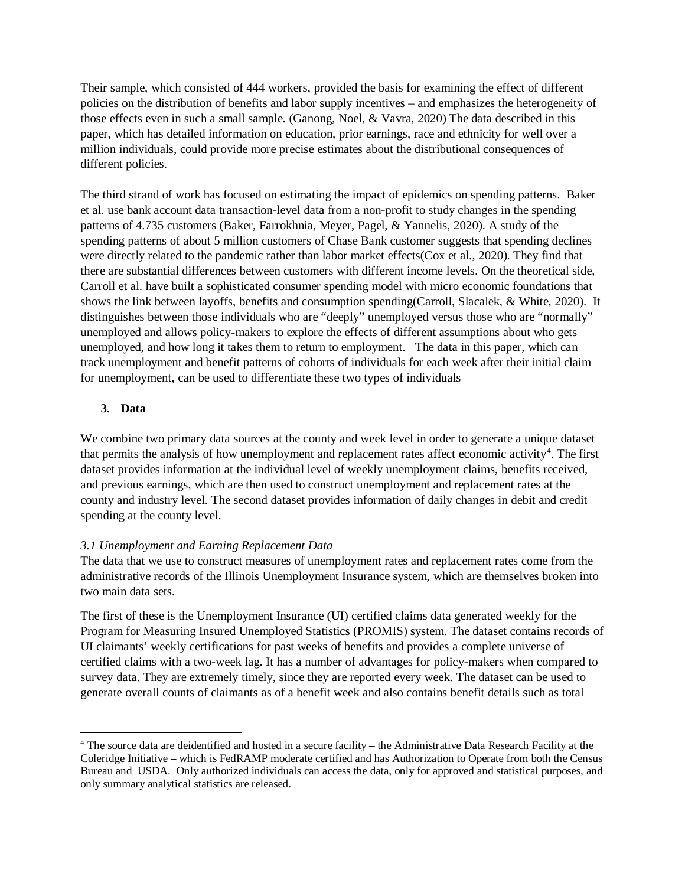Their sample, which consisted of 444 workers, provided the basis for examining the effect of different policies on the distribution of benefits and labor supply incentives – and emphasizes the heterogeneity of those effects even in such a small sample. (Ganong, Noel, & Vavra, 2020) The data described in this paper, which has detailed information on education, prior earnings, race and ethnicity for well over a million individuals, could provide more precise estimates about the distributional consequences of different policies.

The third strand of work has focused on estimating the impact of epidemics on spending patterns. Baker et al. use bank account data transaction-level data from a non-profit to study changes in the spending patterns of 4.735 customers (Baker, Farrokhnia, Meyer, Pagel, & Yannelis, 2020). A study of the spending patterns of about 5 million customers of Chase Bank customer suggests that spending declines were directly related to the pandemic rather than labor market effects(Cox et al., 2020). They find that there are substantial differences between customers with different income levels. On the theoretical side, Carroll et al. have built a sophisticated consumer spending model with micro economic foundations that shows the link between layoffs, benefits and consumption spending(Carroll, Slacalek, & White, 2020). It distinguishes between those individuals who are "deeply" unemployed versus those who are "normally" unemployed and allows policy-makers to explore the effects of different assumptions about who gets unemployed, and how long it takes them to return to employment. The data in this paper, which can track unemployment and benefit patterns of cohorts of individuals for each week after their initial claim for unemployment, can be used to differentiate these two types of individuals

## 3. Data

We combine two primary data sources at the county and week level in order to generate a unique dataset that permits the analysis of how unemployment and replacement rates affect economic activity[4]. The first dataset provides information at the individual level of weekly unemployment claims, benefits received, and previous earnings, which are then used to construct unemployment and replacement rates at the county and industry level. The second dataset provides information of daily changes in debit and credit spending at the county level.

### *3.1 Unemployment and Earning Replacement Data*

The data that we use to construct measures of unemployment rates and replacement rates come from the administrative records of the Illinois Unemployment Insurance system, which are themselves broken into two main data sets.

The first of these is the Unemployment Insurance (UI) certified claims data generated weekly for the Program for Measuring Insured Unemployed Statistics (PROMIS) system. The dataset contains records of UI claimants' weekly certifications for past weeks of benefits and provides a complete universe of certified claims with a two-week lag. It has a number of advantages for policy-makers when compared to survey data. They are extremely timely, since they are reported every week. The dataset can be used to generate overall counts of claimants as of a benefit week and also contains benefit details such as total

[4] The source data are deidentified and hosted in a secure facility – the Administrative Data Research Facility at the Coleridge Initiative – which is FedRAMP moderate certified and has Authorization to Operate from both the Census Bureau and USDA. Only authorized individuals can access the data, only for approved and statistical purposes, and only summary analytical statistics are released.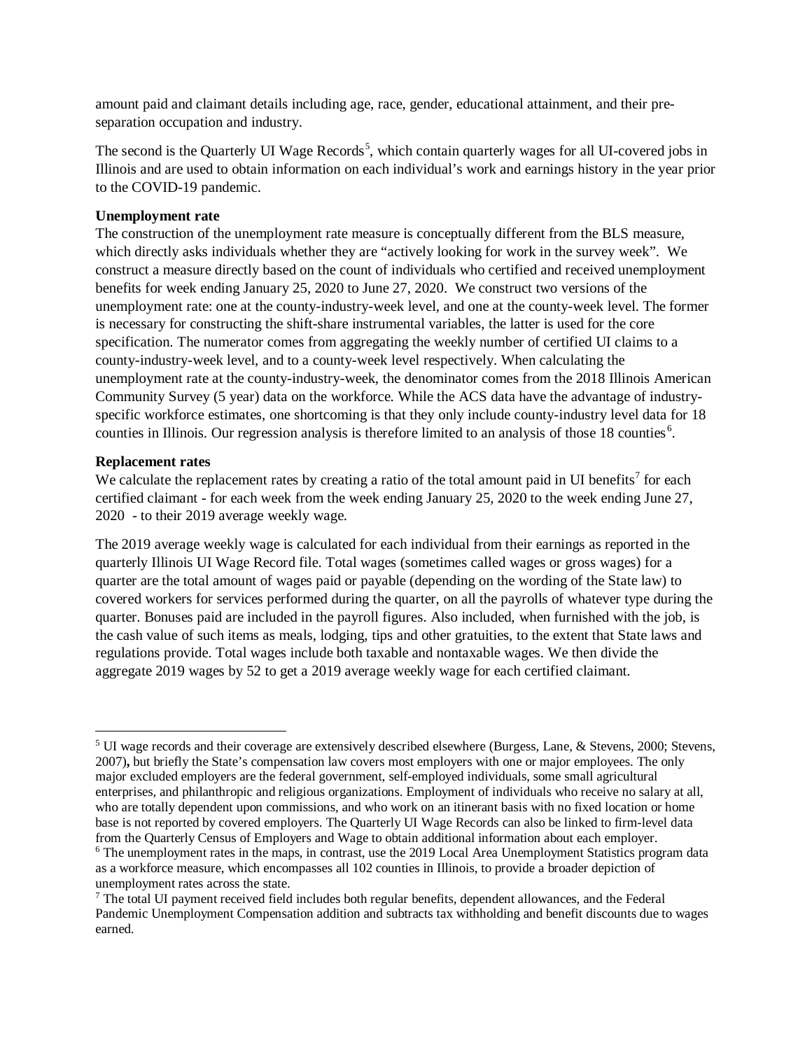amount paid and claimant details including age, race, gender, educational attainment, and their pre-separation occupation and industry.

The second is the Quarterly UI Wage Records[5], which contain quarterly wages for all UI-covered jobs in Illinois and are used to obtain information on each individual's work and earnings history in the year prior to the COVID-19 pandemic.

**Unemployment rate**

The construction of the unemployment rate measure is conceptually different from the BLS measure, which directly asks individuals whether they are "actively looking for work in the survey week". We construct a measure directly based on the count of individuals who certified and received unemployment benefits for week ending January 25, 2020 to June 27, 2020. We construct two versions of the unemployment rate: one at the county-industry-week level, and one at the county-week level. The former is necessary for constructing the shift-share instrumental variables, the latter is used for the core specification. The numerator comes from aggregating the weekly number of certified UI claims to a county-industry-week level, and to a county-week level respectively. When calculating the unemployment rate at the county-industry-week, the denominator comes from the 2018 Illinois American Community Survey (5 year) data on the workforce. While the ACS data have the advantage of industry-specific workforce estimates, one shortcoming is that they only include county-industry level data for 18 counties in Illinois. Our regression analysis is therefore limited to an analysis of those 18 counties[6].

**Replacement rates**

We calculate the replacement rates by creating a ratio of the total amount paid in UI benefits[7] for each certified claimant - for each week from the week ending January 25, 2020 to the week ending June 27, 2020 - to their 2019 average weekly wage.

The 2019 average weekly wage is calculated for each individual from their earnings as reported in the quarterly Illinois UI Wage Record file. Total wages (sometimes called wages or gross wages) for a quarter are the total amount of wages paid or payable (depending on the wording of the State law) to covered workers for services performed during the quarter, on all the payrolls of whatever type during the quarter. Bonuses paid are included in the payroll figures. Also included, when furnished with the job, is the cash value of such items as meals, lodging, tips and other gratuities, to the extent that State laws and regulations provide. Total wages include both taxable and nontaxable wages. We then divide the aggregate 2019 wages by 52 to get a 2019 average weekly wage for each certified claimant.

---

[5] UI wage records and their coverage are extensively described elsewhere (Burgess, Lane, & Stevens, 2000; Stevens, 2007)**,** but briefly the State's compensation law covers most employers with one or major employees. The only major excluded employers are the federal government, self-employed individuals, some small agricultural enterprises, and philanthropic and religious organizations. Employment of individuals who receive no salary at all, who are totally dependent upon commissions, and who work on an itinerant basis with no fixed location or home base is not reported by covered employers. The Quarterly UI Wage Records can also be linked to firm-level data from the Quarterly Census of Employers and Wage to obtain additional information about each employer.

[6] The unemployment rates in the maps, in contrast, use the 2019 Local Area Unemployment Statistics program data as a workforce measure, which encompasses all 102 counties in Illinois, to provide a broader depiction of unemployment rates across the state.

[7] The total UI payment received field includes both regular benefits, dependent allowances, and the Federal Pandemic Unemployment Compensation addition and subtracts tax withholding and benefit discounts due to wages earned.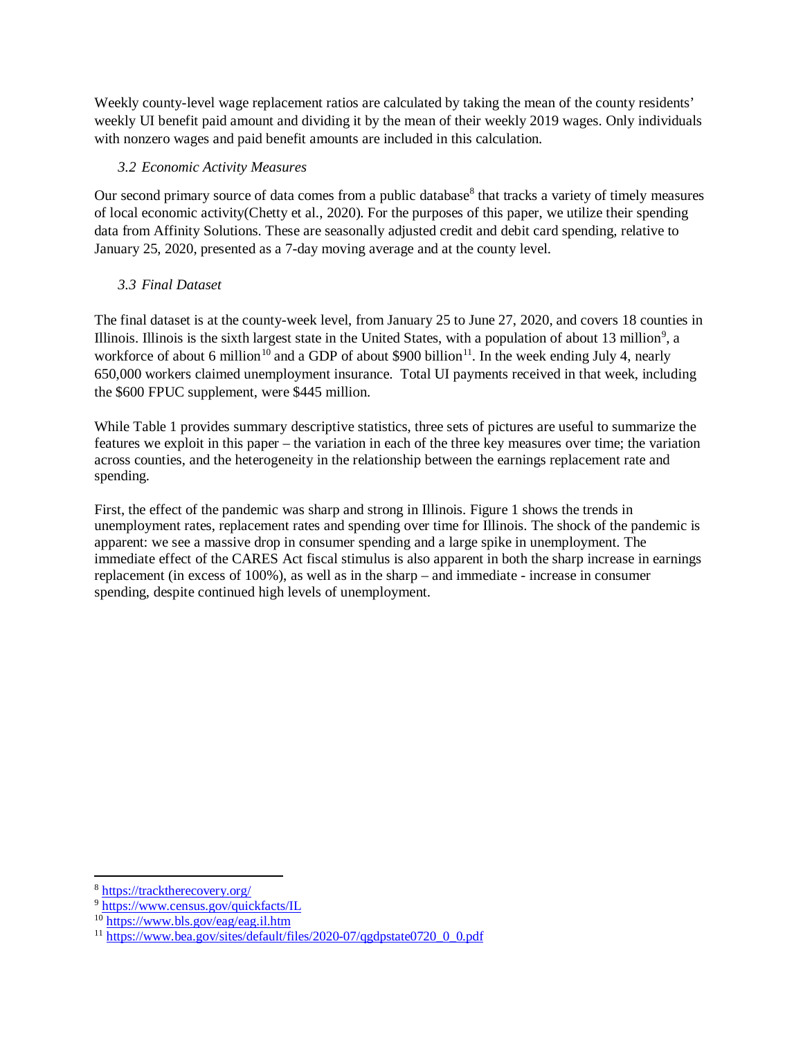Weekly county-level wage replacement ratios are calculated by taking the mean of the county residents' weekly UI benefit paid amount and dividing it by the mean of their weekly 2019 wages. Only individuals with nonzero wages and paid benefit amounts are included in this calculation.

### *3.2 Economic Activity Measures*

Our second primary source of data comes from a public database[8] that tracks a variety of timely measures of local economic activity(Chetty et al., 2020). For the purposes of this paper, we utilize their spending data from Affinity Solutions. These are seasonally adjusted credit and debit card spending, relative to January 25, 2020, presented as a 7-day moving average and at the county level.

### *3.3 Final Dataset*

The final dataset is at the county-week level, from January 25 to June 27, 2020, and covers 18 counties in Illinois. Illinois is the sixth largest state in the United States, with a population of about 13 million[9], a workforce of about 6 million[10] and a GDP of about $900 billion[11]. In the week ending July 4, nearly 650,000 workers claimed unemployment insurance. Total UI payments received in that week, including the $600 FPUC supplement, were $445 million.

While Table 1 provides summary descriptive statistics, three sets of pictures are useful to summarize the features we exploit in this paper – the variation in each of the three key measures over time; the variation across counties, and the heterogeneity in the relationship between the earnings replacement rate and spending.

First, the effect of the pandemic was sharp and strong in Illinois. Figure 1 shows the trends in unemployment rates, replacement rates and spending over time for Illinois. The shock of the pandemic is apparent: we see a massive drop in consumer spending and a large spike in unemployment. The immediate effect of the CARES Act fiscal stimulus is also apparent in both the sharp increase in earnings replacement (in excess of 100%), as well as in the sharp – and immediate - increase in consumer spending, despite continued high levels of unemployment.

---

[8] https://tracktherecovery.org/

[9] https://www.census.gov/quickfacts/IL

[10] https://www.bls.gov/eag/eag.il.htm

[11] https://www.bea.gov/sites/default/files/2020-07/qgdpstate0720_0_0.pdf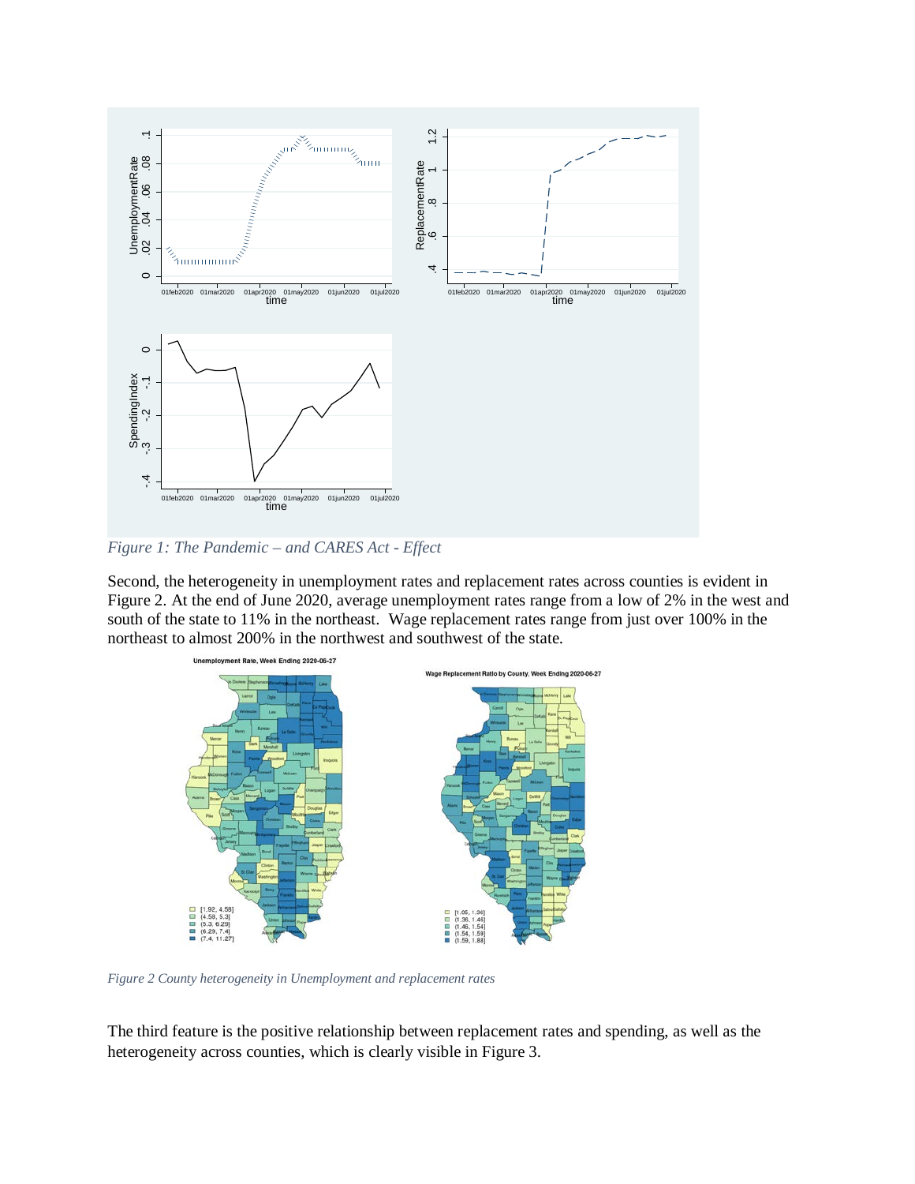*Figure 1: The Pandemic – and CARES Act - Effect*

Second, the heterogeneity in unemployment rates and replacement rates across counties is evident in Figure 2. At the end of June 2020, average unemployment rates range from a low of 2% in the west and south of the state to 11% in the northeast. Wage replacement rates range from just over 100% in the northeast to almost 200% in the northwest and southwest of the state.

*Figure 2 County heterogeneity in Unemployment and replacement rates*

The third feature is the positive relationship between replacement rates and spending, as well as the heterogeneity across counties, which is clearly visible in Figure 3.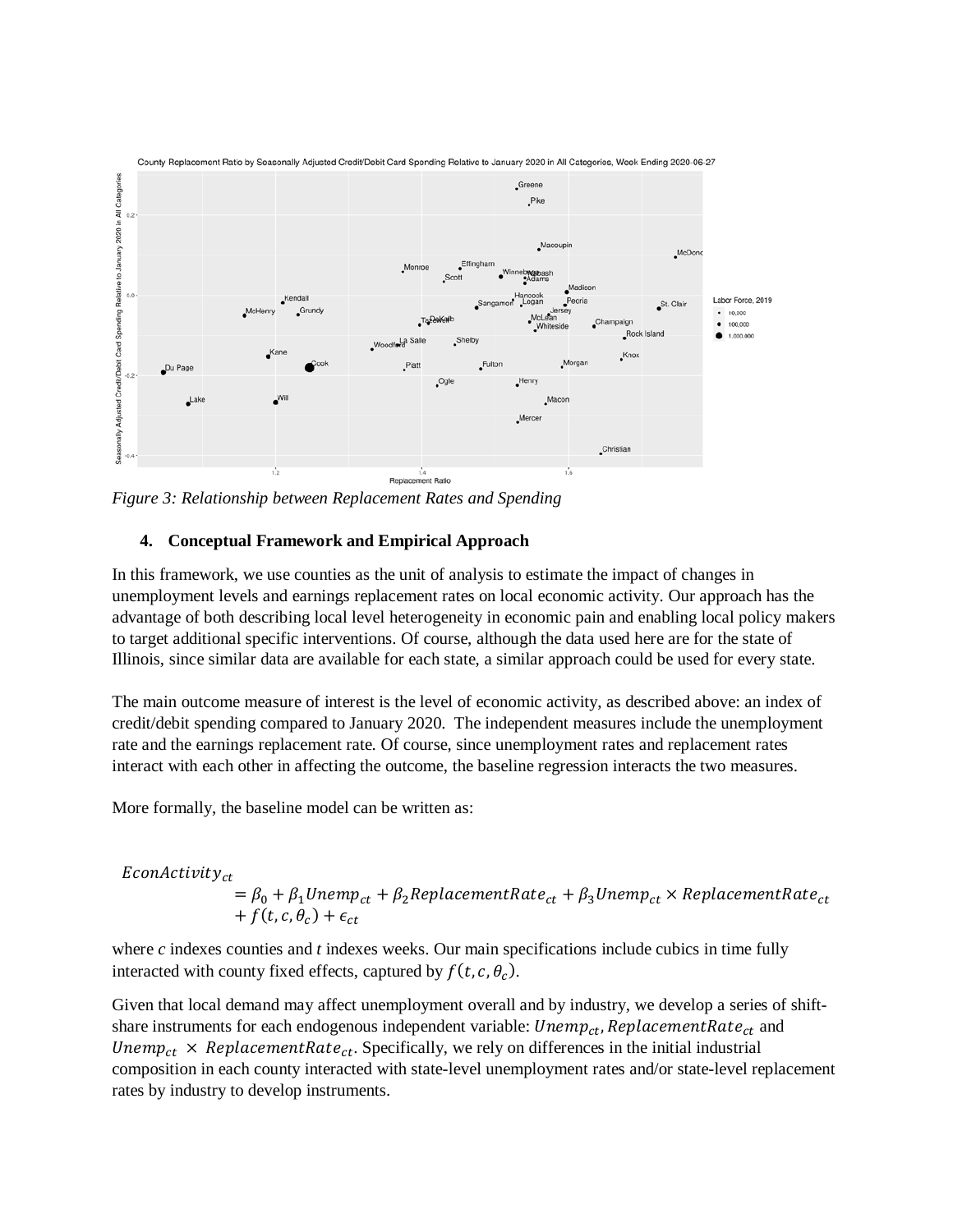*Figure 3: Relationship between Replacement Rates and Spending*

## 4. Conceptual Framework and Empirical Approach

In this framework, we use counties as the unit of analysis to estimate the impact of changes in unemployment levels and earnings replacement rates on local economic activity. Our approach has the advantage of both describing local level heterogeneity in economic pain and enabling local policy makers to target additional specific interventions. Of course, although the data used here are for the state of Illinois, since similar data are available for each state, a similar approach could be used for every state.

The main outcome measure of interest is the level of economic activity, as described above: an index of credit/debit spending compared to January 2020. The independent measures include the unemployment rate and the earnings replacement rate. Of course, since unemployment rates and replacement rates interact with each other in affecting the outcome, the baseline regression interacts the two measures.

More formally, the baseline model can be written as:

$$EconActivity_{ct} = \beta_0 + \beta_1 Unemp_{ct} + \beta_2 ReplacementRate_{ct} + \beta_3 Unemp_{ct} \times ReplacementRate_{ct} + f(t, c, \theta_c) + \epsilon_{ct}$$

where *c* indexes counties and *t* indexes weeks. Our main specifications include cubics in time fully interacted with county fixed effects, captured by $f(t, c, \theta_c)$.

Given that local demand may affect unemployment overall and by industry, we develop a series of shift-share instruments for each endogenous independent variable: $Unemp_{ct}$, $ReplacementRate_{ct}$ and $Unemp_{ct} \times ReplacementRate_{ct}$. Specifically, we rely on differences in the initial industrial composition in each county interacted with state-level unemployment rates and/or state-level replacement rates by industry to develop instruments.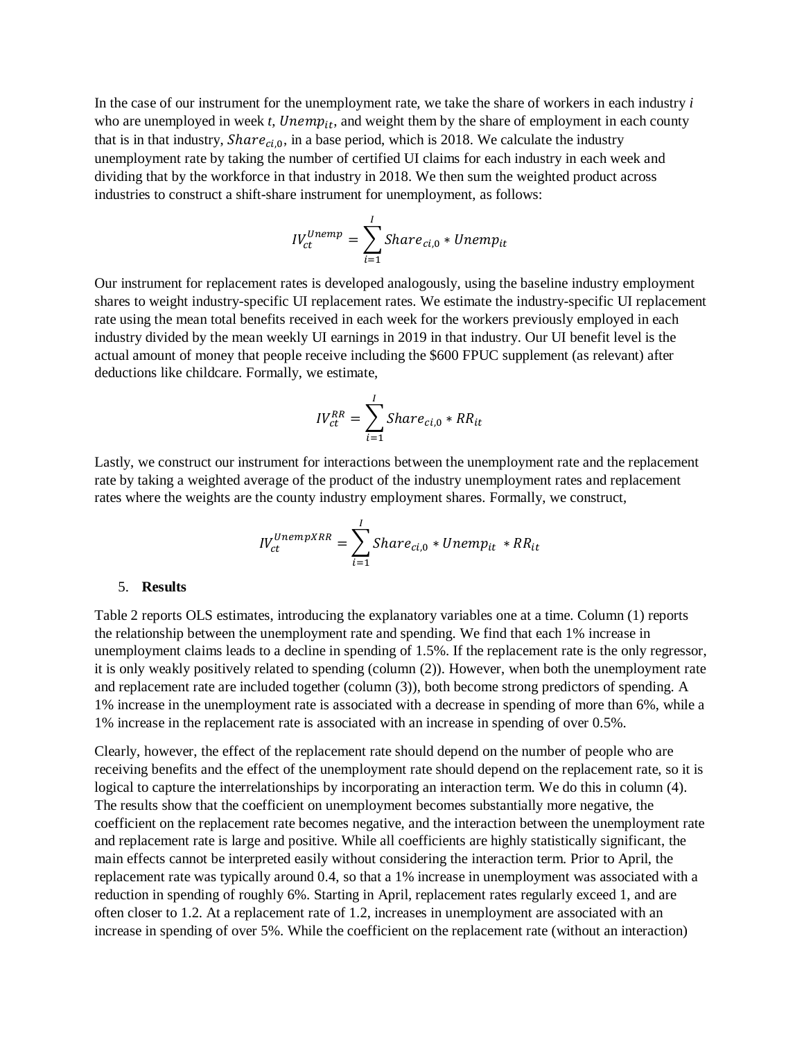In the case of our instrument for the unemployment rate, we take the share of workers in each industry $i$ who are unemployed in week $t$, $Unemp_{it}$, and weight them by the share of employment in each county that is in that industry, $Share_{ci,0}$, in a base period, which is 2018. We calculate the industry unemployment rate by taking the number of certified UI claims for each industry in each week and dividing that by the workforce in that industry in 2018. We then sum the weighted product across industries to construct a shift-share instrument for unemployment, as follows:

$$IV_{ct}^{Unemp} = \sum_{i=1}^{I} Share_{ci,0} * Unemp_{it}$$

Our instrument for replacement rates is developed analogously, using the baseline industry employment shares to weight industry-specific UI replacement rates. We estimate the industry-specific UI replacement rate using the mean total benefits received in each week for the workers previously employed in each industry divided by the mean weekly UI earnings in 2019 in that industry. Our UI benefit level is the actual amount of money that people receive including the $600 FPUC supplement (as relevant) after deductions like childcare. Formally, we estimate,

$$IV_{ct}^{RR} = \sum_{i=1}^{I} Share_{ci,0} * RR_{it}$$

Lastly, we construct our instrument for interactions between the unemployment rate and the replacement rate by taking a weighted average of the product of the industry unemployment rates and replacement rates where the weights are the county industry employment shares. Formally, we construct,

$$IV_{ct}^{UnempXRR} = \sum_{i=1}^{I} Share_{ci,0} * Unemp_{it} * RR_{it}$$

5. **Results**

Table 2 reports OLS estimates, introducing the explanatory variables one at a time. Column (1) reports the relationship between the unemployment rate and spending. We find that each 1% increase in unemployment claims leads to a decline in spending of 1.5%. If the replacement rate is the only regressor, it is only weakly positively related to spending (column (2)). However, when both the unemployment rate and replacement rate are included together (column (3)), both become strong predictors of spending. A 1% increase in the unemployment rate is associated with a decrease in spending of more than 6%, while a 1% increase in the replacement rate is associated with an increase in spending of over 0.5%.

Clearly, however, the effect of the replacement rate should depend on the number of people who are receiving benefits and the effect of the unemployment rate should depend on the replacement rate, so it is logical to capture the interrelationships by incorporating an interaction term. We do this in column (4). The results show that the coefficient on unemployment becomes substantially more negative, the coefficient on the replacement rate becomes negative, and the interaction between the unemployment rate and replacement rate is large and positive. While all coefficients are highly statistically significant, the main effects cannot be interpreted easily without considering the interaction term. Prior to April, the replacement rate was typically around 0.4, so that a 1% increase in unemployment was associated with a reduction in spending of roughly 6%. Starting in April, replacement rates regularly exceed 1, and are often closer to 1.2. At a replacement rate of 1.2, increases in unemployment are associated with an increase in spending of over 5%. While the coefficient on the replacement rate (without an interaction)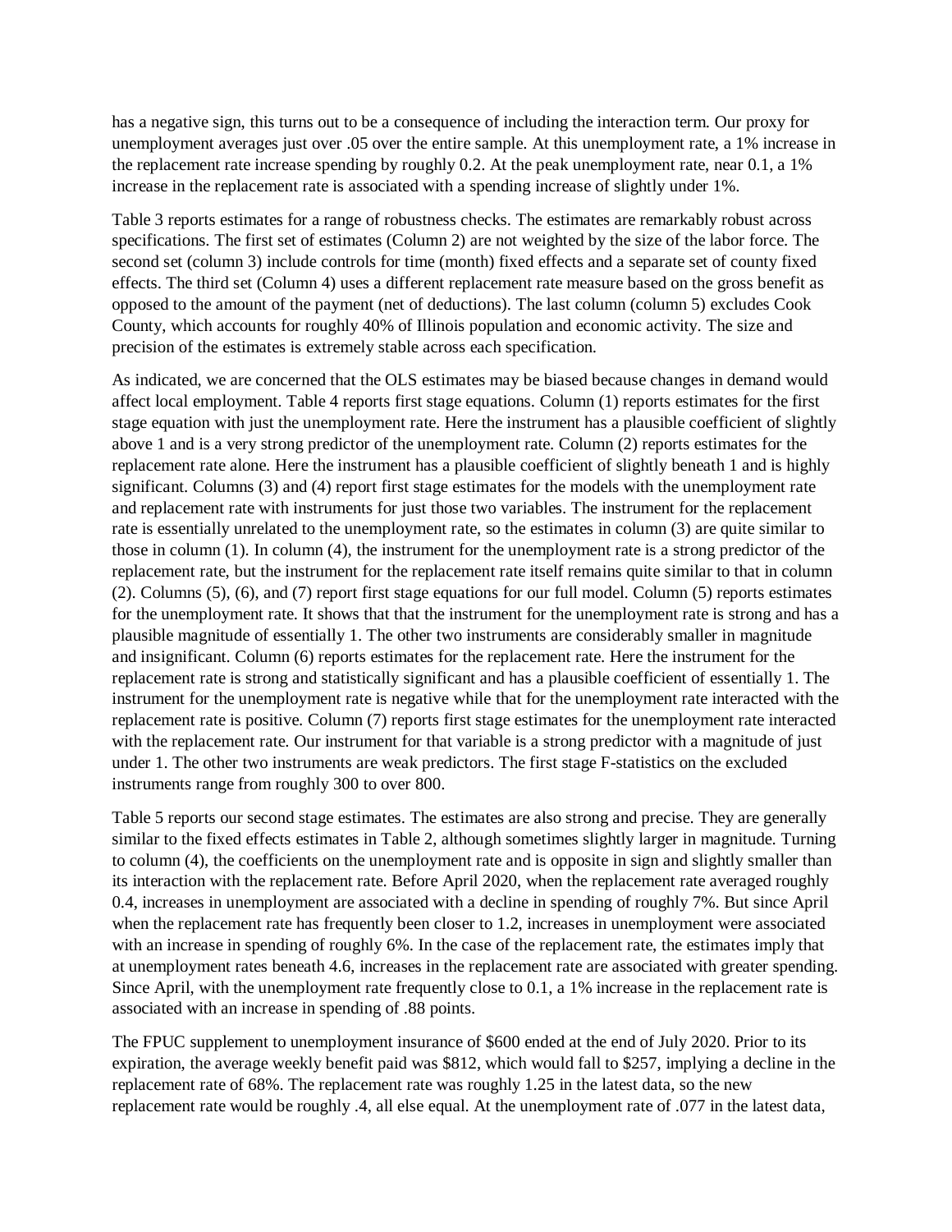has a negative sign, this turns out to be a consequence of including the interaction term. Our proxy for unemployment averages just over .05 over the entire sample. At this unemployment rate, a 1% increase in the replacement rate increase spending by roughly 0.2. At the peak unemployment rate, near 0.1, a 1% increase in the replacement rate is associated with a spending increase of slightly under 1%.

Table 3 reports estimates for a range of robustness checks. The estimates are remarkably robust across specifications. The first set of estimates (Column 2) are not weighted by the size of the labor force. The second set (column 3) include controls for time (month) fixed effects and a separate set of county fixed effects. The third set (Column 4) uses a different replacement rate measure based on the gross benefit as opposed to the amount of the payment (net of deductions). The last column (column 5) excludes Cook County, which accounts for roughly 40% of Illinois population and economic activity. The size and precision of the estimates is extremely stable across each specification.

As indicated, we are concerned that the OLS estimates may be biased because changes in demand would affect local employment. Table 4 reports first stage equations. Column (1) reports estimates for the first stage equation with just the unemployment rate. Here the instrument has a plausible coefficient of slightly above 1 and is a very strong predictor of the unemployment rate. Column (2) reports estimates for the replacement rate alone. Here the instrument has a plausible coefficient of slightly beneath 1 and is highly significant. Columns (3) and (4) report first stage estimates for the models with the unemployment rate and replacement rate with instruments for just those two variables. The instrument for the replacement rate is essentially unrelated to the unemployment rate, so the estimates in column (3) are quite similar to those in column (1). In column (4), the instrument for the unemployment rate is a strong predictor of the replacement rate, but the instrument for the replacement rate itself remains quite similar to that in column (2). Columns (5), (6), and (7) report first stage equations for our full model. Column (5) reports estimates for the unemployment rate. It shows that that the instrument for the unemployment rate is strong and has a plausible magnitude of essentially 1. The other two instruments are considerably smaller in magnitude and insignificant. Column (6) reports estimates for the replacement rate. Here the instrument for the replacement rate is strong and statistically significant and has a plausible coefficient of essentially 1. The instrument for the unemployment rate is negative while that for the unemployment rate interacted with the replacement rate is positive. Column (7) reports first stage estimates for the unemployment rate interacted with the replacement rate. Our instrument for that variable is a strong predictor with a magnitude of just under 1. The other two instruments are weak predictors. The first stage F-statistics on the excluded instruments range from roughly 300 to over 800.

Table 5 reports our second stage estimates. The estimates are also strong and precise. They are generally similar to the fixed effects estimates in Table 2, although sometimes slightly larger in magnitude. Turning to column (4), the coefficients on the unemployment rate and is opposite in sign and slightly smaller than its interaction with the replacement rate. Before April 2020, when the replacement rate averaged roughly 0.4, increases in unemployment are associated with a decline in spending of roughly 7%. But since April when the replacement rate has frequently been closer to 1.2, increases in unemployment were associated with an increase in spending of roughly 6%. In the case of the replacement rate, the estimates imply that at unemployment rates beneath 4.6, increases in the replacement rate are associated with greater spending. Since April, with the unemployment rate frequently close to 0.1, a 1% increase in the replacement rate is associated with an increase in spending of .88 points.

The FPUC supplement to unemployment insurance of $600 ended at the end of July 2020. Prior to its expiration, the average weekly benefit paid was $812, which would fall to $257, implying a decline in the replacement rate of 68%. The replacement rate was roughly 1.25 in the latest data, so the new replacement rate would be roughly .4, all else equal. At the unemployment rate of .077 in the latest data,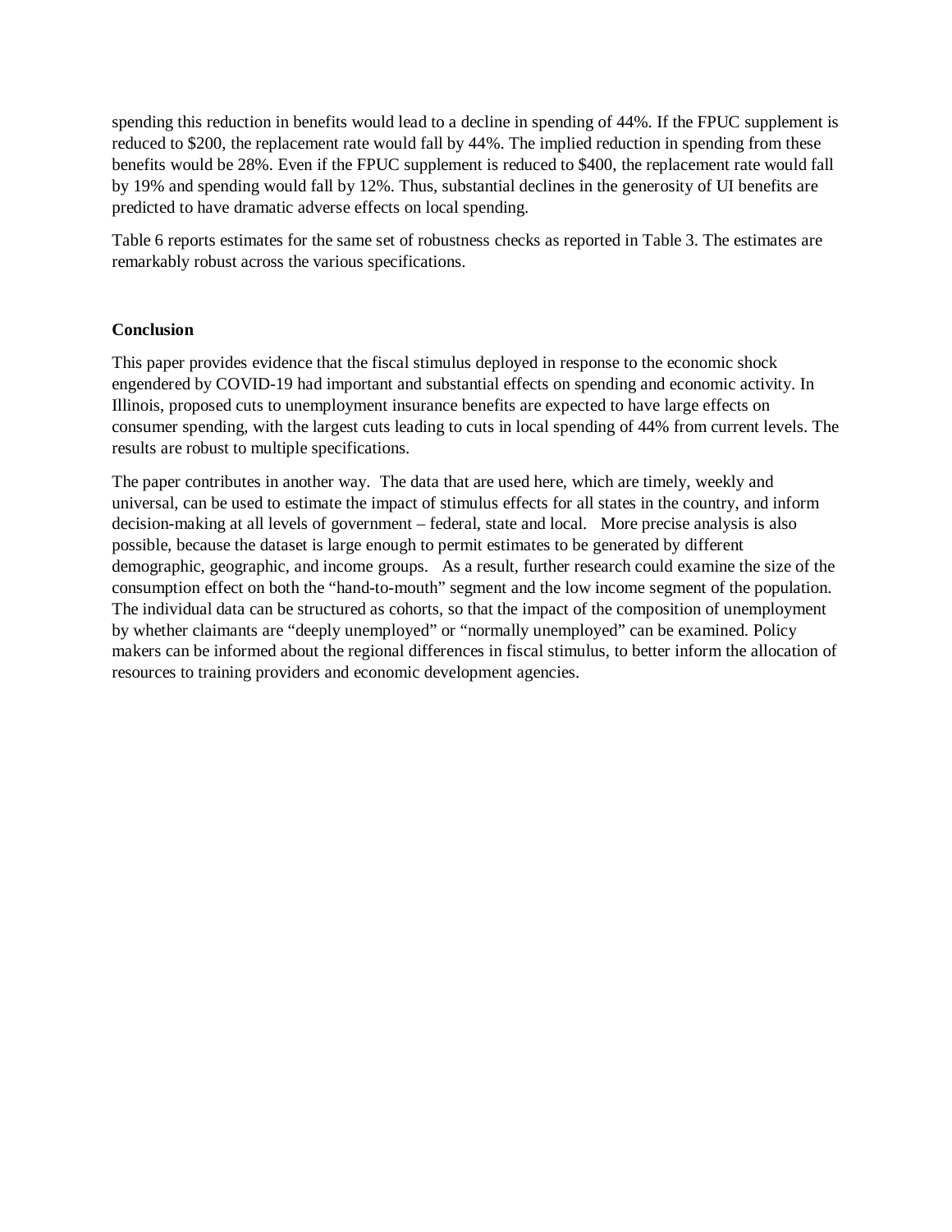spending this reduction in benefits would lead to a decline in spending of 44%. If the FPUC supplement is reduced to $200, the replacement rate would fall by 44%. The implied reduction in spending from these benefits would be 28%. Even if the FPUC supplement is reduced to $400, the replacement rate would fall by 19% and spending would fall by 12%. Thus, substantial declines in the generosity of UI benefits are predicted to have dramatic adverse effects on local spending.

Table 6 reports estimates for the same set of robustness checks as reported in Table 3. The estimates are remarkably robust across the various specifications.

## Conclusion

This paper provides evidence that the fiscal stimulus deployed in response to the economic shock engendered by COVID-19 had important and substantial effects on spending and economic activity. In Illinois, proposed cuts to unemployment insurance benefits are expected to have large effects on consumer spending, with the largest cuts leading to cuts in local spending of 44% from current levels. The results are robust to multiple specifications.

The paper contributes in another way. The data that are used here, which are timely, weekly and universal, can be used to estimate the impact of stimulus effects for all states in the country, and inform decision-making at all levels of government – federal, state and local. More precise analysis is also possible, because the dataset is large enough to permit estimates to be generated by different demographic, geographic, and income groups. As a result, further research could examine the size of the consumption effect on both the "hand-to-mouth" segment and the low income segment of the population. The individual data can be structured as cohorts, so that the impact of the composition of unemployment by whether claimants are "deeply unemployed" or "normally unemployed" can be examined. Policy makers can be informed about the regional differences in fiscal stimulus, to better inform the allocation of resources to training providers and economic development agencies.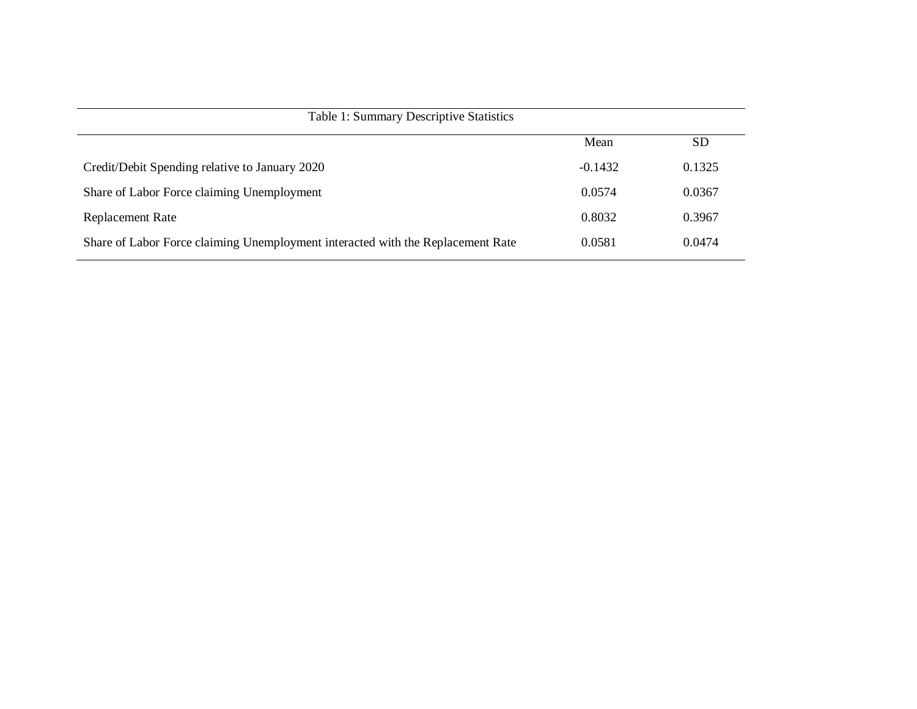Table 1: Summary Descriptive Statistics

| | Mean | SD |
|---|---|---|
| Credit/Debit Spending relative to January 2020 | -0.1432 | 0.1325 |
| Share of Labor Force claiming Unemployment | 0.0574 | 0.0367 |
| Replacement Rate | 0.8032 | 0.3967 |
| Share of Labor Force claiming Unemployment interacted with the Replacement Rate | 0.0581 | 0.0474 |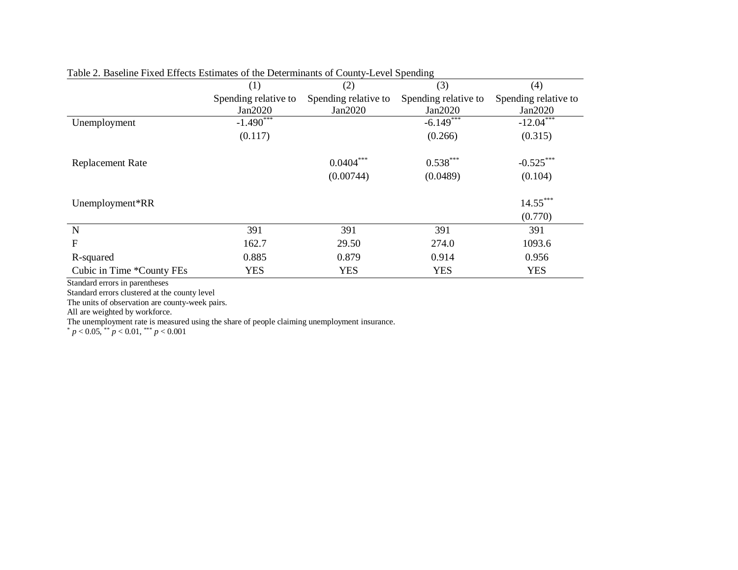Table 2. Baseline Fixed Effects Estimates of the Determinants of County-Level Spending

| | (1) | (2) | (3) | (4) |
|---|---|---|---|---|
| | Spending relative to Jan2020 | Spending relative to Jan2020 | Spending relative to Jan2020 | Spending relative to Jan2020 |
| Unemployment | -1.490*** | | -6.149*** | -12.04*** |
| | (0.117) | | (0.266) | (0.315) |
| Replacement Rate | | 0.0404*** | 0.538*** | -0.525*** |
| | | (0.00744) | (0.0489) | (0.104) |
| Unemployment*RR | | | | 14.55*** |
| | | | | (0.770) |
| N | 391 | 391 | 391 | 391 |
| F | 162.7 | 29.50 | 274.0 | 1093.6 |
| R-squared | 0.885 | 0.879 | 0.914 | 0.956 |
| Cubic in Time *County FEs | YES | YES | YES | YES |

Standard errors in parentheses
Standard errors clustered at the county level
The units of observation are county-week pairs.
All are weighted by workforce.
The unemployment rate is measured using the share of people claiming unemployment insurance.
* $p < 0.05$, ** $p < 0.01$, *** $p < 0.001$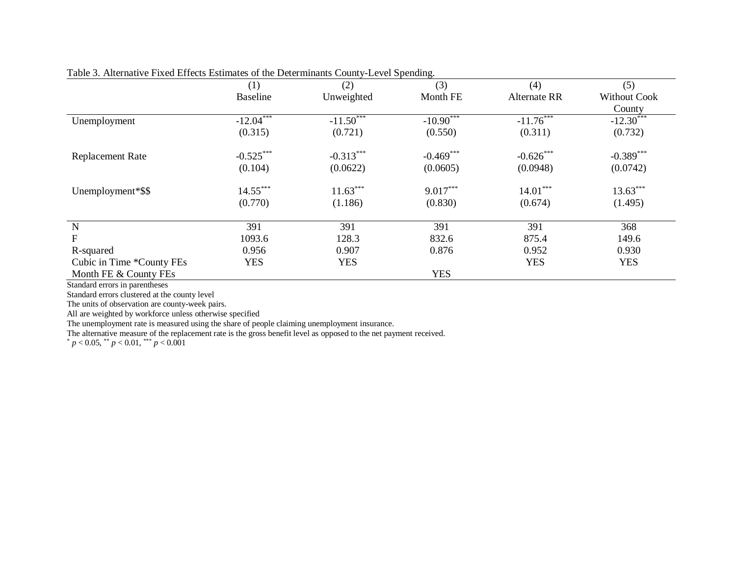Table 3. Alternative Fixed Effects Estimates of the Determinants County-Level Spending.

| | (1)<br>Baseline | (2)<br>Unweighted | (3)<br>Month FE | (4)<br>Alternate RR | (5)<br>Without Cook County |
|---|---|---|---|---|---|
| Unemployment | $-12.04^{***}$ | $-11.50^{***}$ | $-10.90^{***}$ | $-11.76^{***}$ | $-12.30^{***}$ |
| | (0.315) | (0.721) | (0.550) | (0.311) | (0.732) |
| Replacement Rate | $-0.525^{***}$ | $-0.313^{***}$ | $-0.469^{***}$ | $-0.626^{***}$ | $-0.389^{***}$ |
| | (0.104) | (0.0622) | (0.0605) | (0.0948) | (0.0742) |
| Unemployment*$$ | $14.55^{***}$ | $11.63^{***}$ | $9.017^{***}$ | $14.01^{***}$ | $13.63^{***}$ |
| | (0.770) | (1.186) | (0.830) | (0.674) | (1.495) |
| N | 391 | 391 | 391 | 391 | 368 |
| F | 1093.6 | 128.3 | 832.6 | 875.4 | 149.6 |
| R-squared | 0.956 | 0.907 | 0.876 | 0.952 | 0.930 |
| Cubic in Time *County FEs | YES | YES | | YES | YES |
| Month FE & County FEs | | | YES | | |

Standard errors in parentheses

Standard errors clustered at the county level

The units of observation are county-week pairs.

All are weighted by workforce unless otherwise specified

The unemployment rate is measured using the share of people claiming unemployment insurance.

The alternative measure of the replacement rate is the gross benefit level as opposed to the net payment received.

$^{*}$ $p < 0.05$, $^{**}$ $p < 0.01$, $^{***}$ $p < 0.001$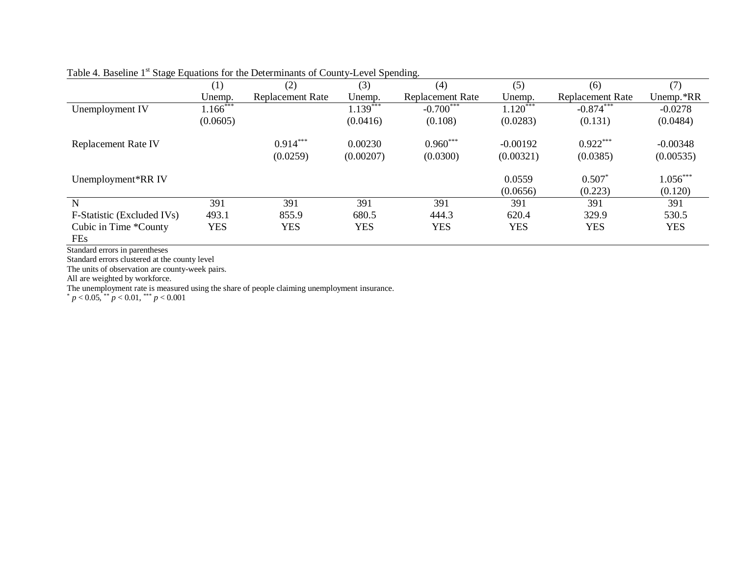Table 4. Baseline 1st Stage Equations for the Determinants of County-Level Spending.

| | (1) | (2) | (3) | (4) | (5) | (6) | (7) |
|---|---|---|---|---|---|---|---|
| | Unemp. | Replacement Rate | Unemp. | Replacement Rate | Unemp. | Replacement Rate | Unemp.*RR |
| Unemployment IV | 1.166*** | | 1.139*** | -0.700*** | 1.120*** | -0.874*** | -0.0278 |
| | (0.0605) | | (0.0416) | (0.108) | (0.0283) | (0.131) | (0.0484) |
| Replacement Rate IV | | 0.914*** | 0.00230 | 0.960*** | -0.00192 | 0.922*** | -0.00348 |
| | | (0.0259) | (0.00207) | (0.0300) | (0.00321) | (0.0385) | (0.00535) |
| Unemployment*RR IV | | | | | 0.0559 | 0.507* | 1.056*** |
| | | | | | (0.0656) | (0.223) | (0.120) |
| N | 391 | 391 | 391 | 391 | 391 | 391 | 391 |
| F-Statistic (Excluded IVs) | 493.1 | 855.9 | 680.5 | 444.3 | 620.4 | 329.9 | 530.5 |
| Cubic in Time *County FEs | YES | YES | YES | YES | YES | YES | YES |

Standard errors in parentheses
Standard errors clustered at the county level
The units of observation are county-week pairs.
All are weighted by workforce.
The unemployment rate is measured using the share of people claiming unemployment insurance.
* $p < 0.05$, ** $p < 0.01$, *** $p < 0.001$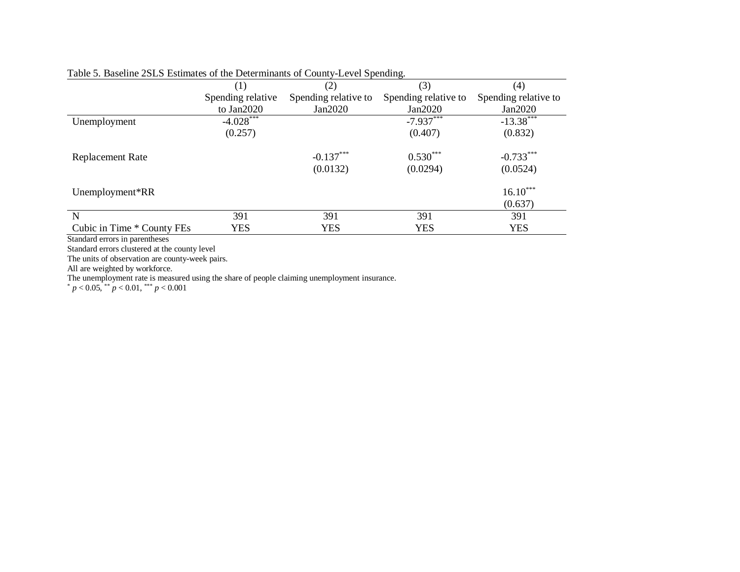Table 5. Baseline 2SLS Estimates of the Determinants of County-Level Spending.

| | (1) | (2) | (3) | (4) |
|---|---|---|---|---|
| | Spending relative to Jan2020 | Spending relative to Jan2020 | Spending relative to Jan2020 | Spending relative to Jan2020 |
| Unemployment | -4.028*** | | -7.937*** | -13.38*** |
| | (0.257) | | (0.407) | (0.832) |
| Replacement Rate | | -0.137*** | 0.530*** | -0.733*** |
| | | (0.0132) | (0.0294) | (0.0524) |
| Unemployment*RR | | | | 16.10*** |
| | | | | (0.637) |
| N | 391 | 391 | 391 | 391 |
| Cubic in Time * County FEs | YES | YES | YES | YES |

Standard errors in parentheses

Standard errors clustered at the county level

The units of observation are county-week pairs.

All are weighted by workforce.

The unemployment rate is measured using the share of people claiming unemployment insurance.

* $p < 0.05$, ** $p < 0.01$, *** $p < 0.001$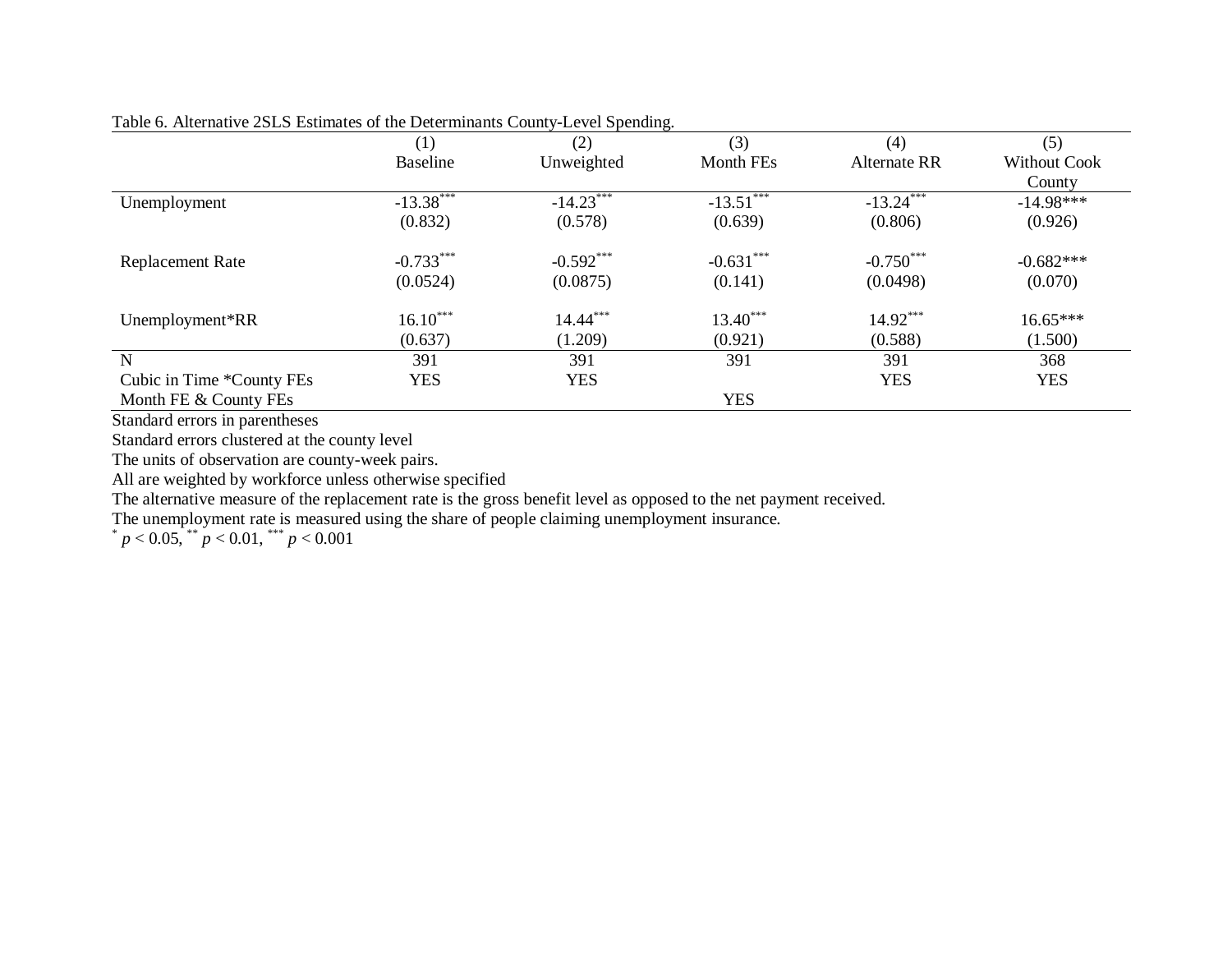Table 6. Alternative 2SLS Estimates of the Determinants County-Level Spending.

| | (1) Baseline | (2) Unweighted | (3) Month FEs | (4) Alternate RR | (5) Without Cook County |
|---|---|---|---|---|---|
| Unemployment | -13.38*** | -14.23*** | -13.51*** | -13.24*** | -14.98*** |
| | (0.832) | (0.578) | (0.639) | (0.806) | (0.926) |
| Replacement Rate | -0.733*** | -0.592*** | -0.631*** | -0.750*** | -0.682*** |
| | (0.0524) | (0.0875) | (0.141) | (0.0498) | (0.070) |
| Unemployment*RR | 16.10*** | 14.44*** | 13.40*** | 14.92*** | 16.65*** |
| | (0.637) | (1.209) | (0.921) | (0.588) | (1.500) |
| N | 391 | 391 | 391 | 391 | 368 |
| Cubic in Time *County FEs | YES | YES | | YES | YES |
| Month FE & County FEs | | | YES | | |

Standard errors in parentheses

Standard errors clustered at the county level

The units of observation are county-week pairs.

All are weighted by workforce unless otherwise specified

The alternative measure of the replacement rate is the gross benefit level as opposed to the net payment received.

The unemployment rate is measured using the share of people claiming unemployment insurance.

* $p < 0.05$, ** $p < 0.01$, *** $p < 0.001$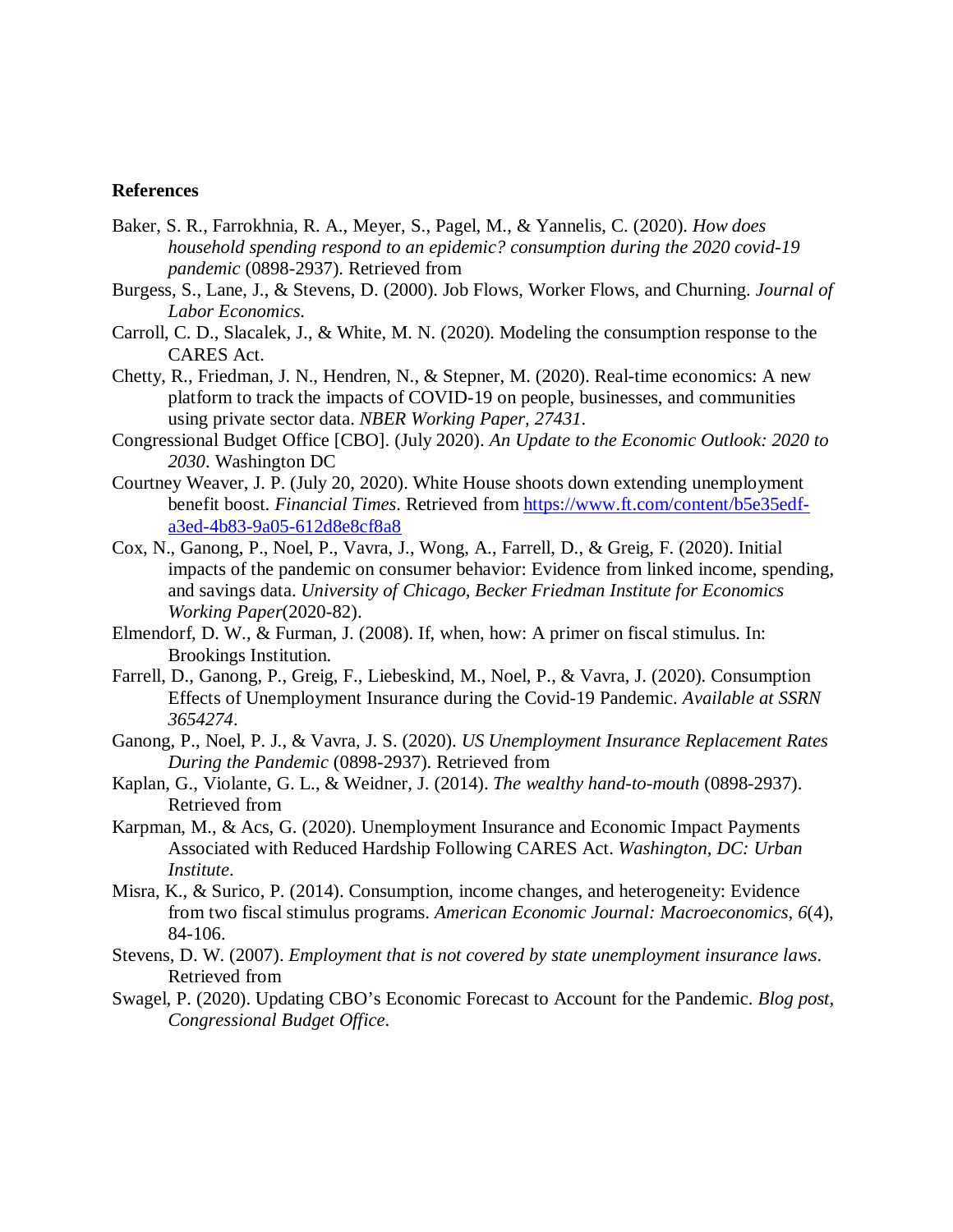**References**

Baker, S. R., Farrokhnia, R. A., Meyer, S., Pagel, M., & Yannelis, C. (2020). *How does household spending respond to an epidemic? consumption during the 2020 covid-19 pandemic* (0898-2937). Retrieved from

Burgess, S., Lane, J., & Stevens, D. (2000). Job Flows, Worker Flows, and Churning. *Journal of Labor Economics*.

Carroll, C. D., Slacalek, J., & White, M. N. (2020). Modeling the consumption response to the CARES Act.

Chetty, R., Friedman, J. N., Hendren, N., & Stepner, M. (2020). Real-time economics: A new platform to track the impacts of COVID-19 on people, businesses, and communities using private sector data. *NBER Working Paper, 27431*.

Congressional Budget Office [CBO]. (July 2020). *An Update to the Economic Outlook: 2020 to 2030*. Washington DC

Courtney Weaver, J. P. (July 20, 2020). White House shoots down extending unemployment benefit boost. *Financial Times*. Retrieved from https://www.ft.com/content/b5e35edf-a3ed-4b83-9a05-612d8e8cf8a8

Cox, N., Ganong, P., Noel, P., Vavra, J., Wong, A., Farrell, D., & Greig, F. (2020). Initial impacts of the pandemic on consumer behavior: Evidence from linked income, spending, and savings data. *University of Chicago, Becker Friedman Institute for Economics Working Paper*(2020-82).

Elmendorf, D. W., & Furman, J. (2008). If, when, how: A primer on fiscal stimulus. In: Brookings Institution.

Farrell, D., Ganong, P., Greig, F., Liebeskind, M., Noel, P., & Vavra, J. (2020). Consumption Effects of Unemployment Insurance during the Covid-19 Pandemic. *Available at SSRN 3654274*.

Ganong, P., Noel, P. J., & Vavra, J. S. (2020). *US Unemployment Insurance Replacement Rates During the Pandemic* (0898-2937). Retrieved from

Kaplan, G., Violante, G. L., & Weidner, J. (2014). *The wealthy hand-to-mouth* (0898-2937). Retrieved from

Karpman, M., & Acs, G. (2020). Unemployment Insurance and Economic Impact Payments Associated with Reduced Hardship Following CARES Act. *Washington, DC: Urban Institute*.

Misra, K., & Surico, P. (2014). Consumption, income changes, and heterogeneity: Evidence from two fiscal stimulus programs. *American Economic Journal: Macroeconomics, 6*(4), 84-106.

Stevens, D. W. (2007). *Employment that is not covered by state unemployment insurance laws*. Retrieved from

Swagel, P. (2020). Updating CBO's Economic Forecast to Account for the Pandemic. *Blog post, Congressional Budget Office*.